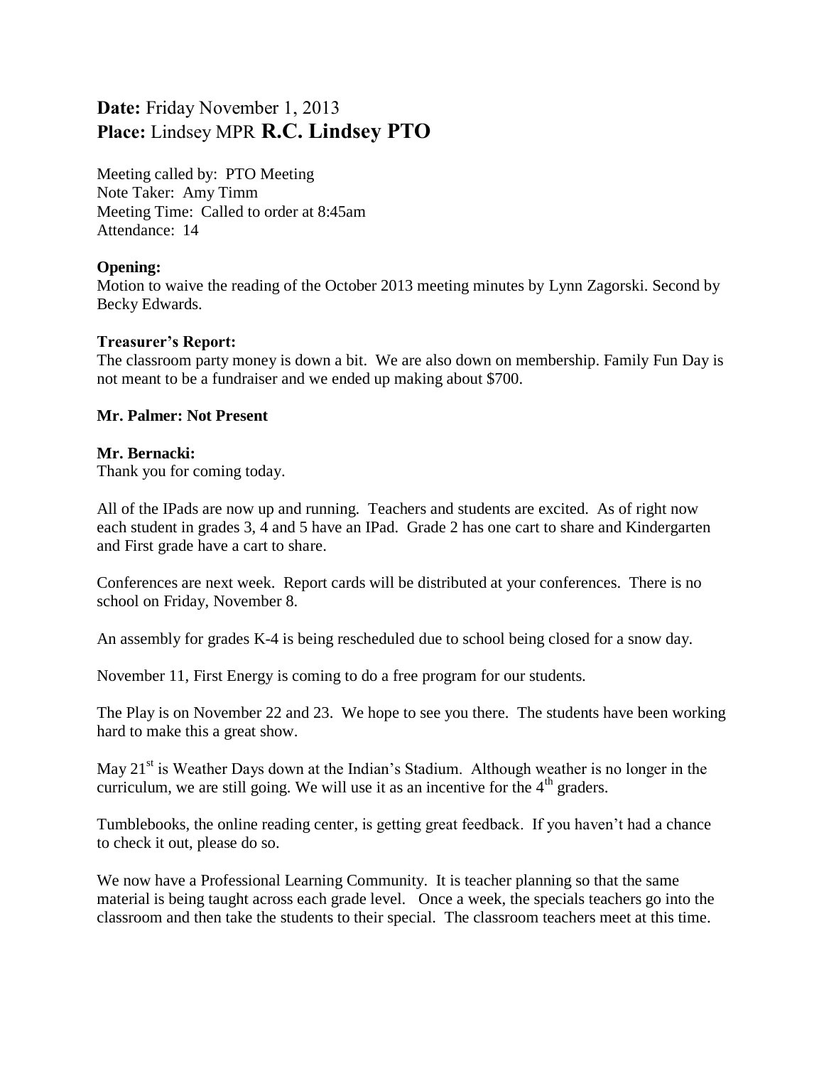**Date:** Friday November 1, 2013
**Place:** Lindsey MPR **R.C. Lindsey PTO**

Meeting called by: PTO Meeting
Note Taker: Amy Timm
Meeting Time: Called to order at 8:45am
Attendance: 14

**Opening:**
Motion to waive the reading of the October 2013 meeting minutes by Lynn Zagorski. Second by Becky Edwards.

**Treasurer's Report:**
The classroom party money is down a bit. We are also down on membership. Family Fun Day is not meant to be a fundraiser and we ended up making about $700.

**Mr. Palmer: Not Present**

**Mr. Bernacki:**
Thank you for coming today.

All of the IPads are now up and running. Teachers and students are excited. As of right now each student in grades 3, 4 and 5 have an IPad. Grade 2 has one cart to share and Kindergarten and First grade have a cart to share.

Conferences are next week. Report cards will be distributed at your conferences. There is no school on Friday, November 8.

An assembly for grades K-4 is being rescheduled due to school being closed for a snow day.

November 11, First Energy is coming to do a free program for our students.

The Play is on November 22 and 23. We hope to see you there. The students have been working hard to make this a great show.

May 21st is Weather Days down at the Indian's Stadium. Although weather is no longer in the curriculum, we are still going. We will use it as an incentive for the 4th graders.

Tumblebooks, the online reading center, is getting great feedback. If you haven't had a chance to check it out, please do so.

We now have a Professional Learning Community. It is teacher planning so that the same material is being taught across each grade level. Once a week, the specials teachers go into the classroom and then take the students to their special. The classroom teachers meet at this time.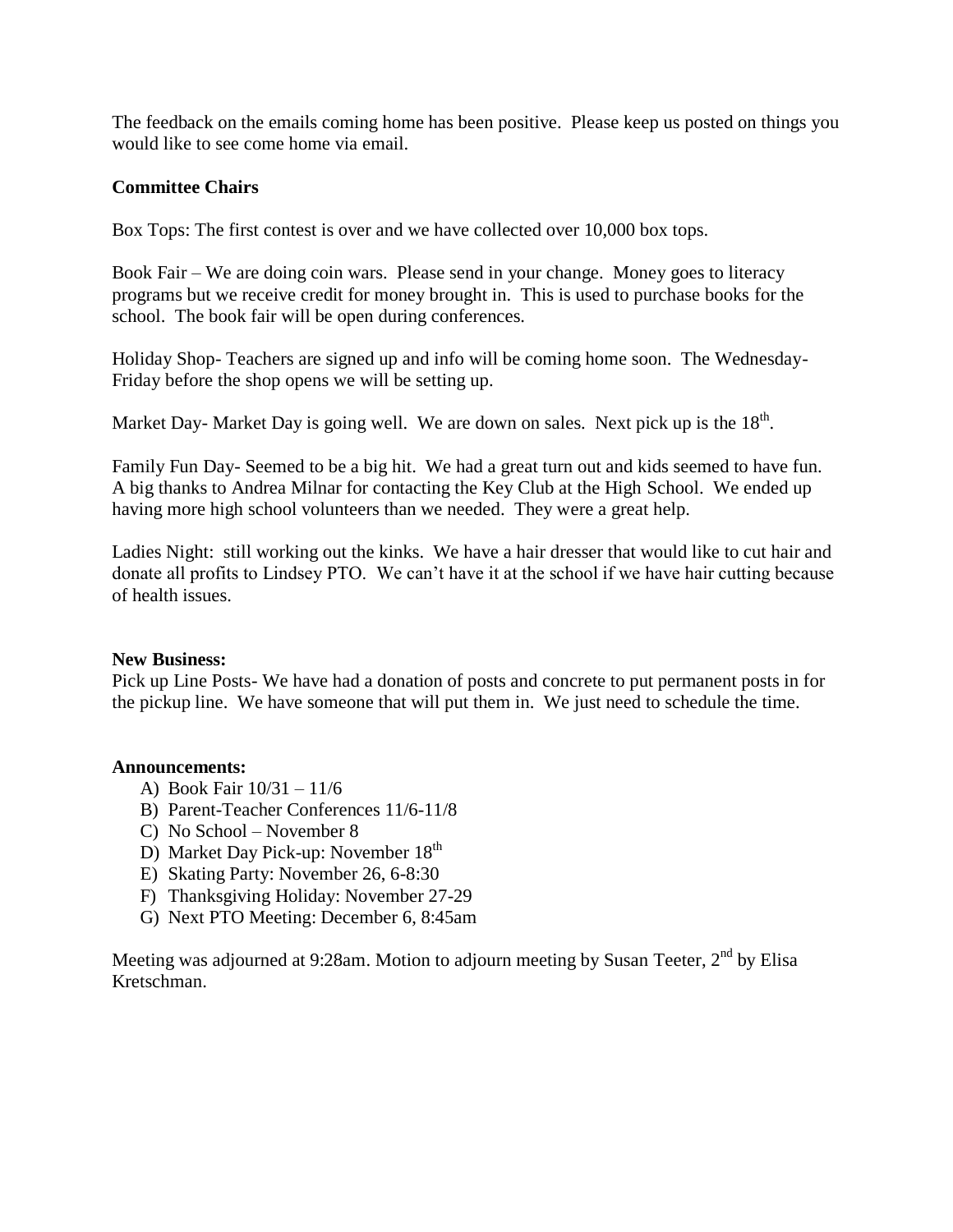The feedback on the emails coming home has been positive. Please keep us posted on things you would like to see come home via email.

**Committee Chairs**

Box Tops: The first contest is over and we have collected over 10,000 box tops.

Book Fair – We are doing coin wars. Please send in your change. Money goes to literacy programs but we receive credit for money brought in. This is used to purchase books for the school. The book fair will be open during conferences.

Holiday Shop- Teachers are signed up and info will be coming home soon. The Wednesday-Friday before the shop opens we will be setting up.

Market Day- Market Day is going well. We are down on sales. Next pick up is the 18th.

Family Fun Day- Seemed to be a big hit. We had a great turn out and kids seemed to have fun. A big thanks to Andrea Milnar for contacting the Key Club at the High School. We ended up having more high school volunteers than we needed. They were a great help.

Ladies Night: still working out the kinks. We have a hair dresser that would like to cut hair and donate all profits to Lindsey PTO. We can't have it at the school if we have hair cutting because of health issues.

**New Business:**

Pick up Line Posts- We have had a donation of posts and concrete to put permanent posts in for the pickup line. We have someone that will put them in. We just need to schedule the time.

**Announcements:**

A) Book Fair 10/31 – 11/6
B) Parent-Teacher Conferences 11/6-11/8
C) No School – November 8
D) Market Day Pick-up: November 18th
E) Skating Party: November 26, 6-8:30
F) Thanksgiving Holiday: November 27-29
G) Next PTO Meeting: December 6, 8:45am

Meeting was adjourned at 9:28am. Motion to adjourn meeting by Susan Teeter, 2nd by Elisa Kretschman.